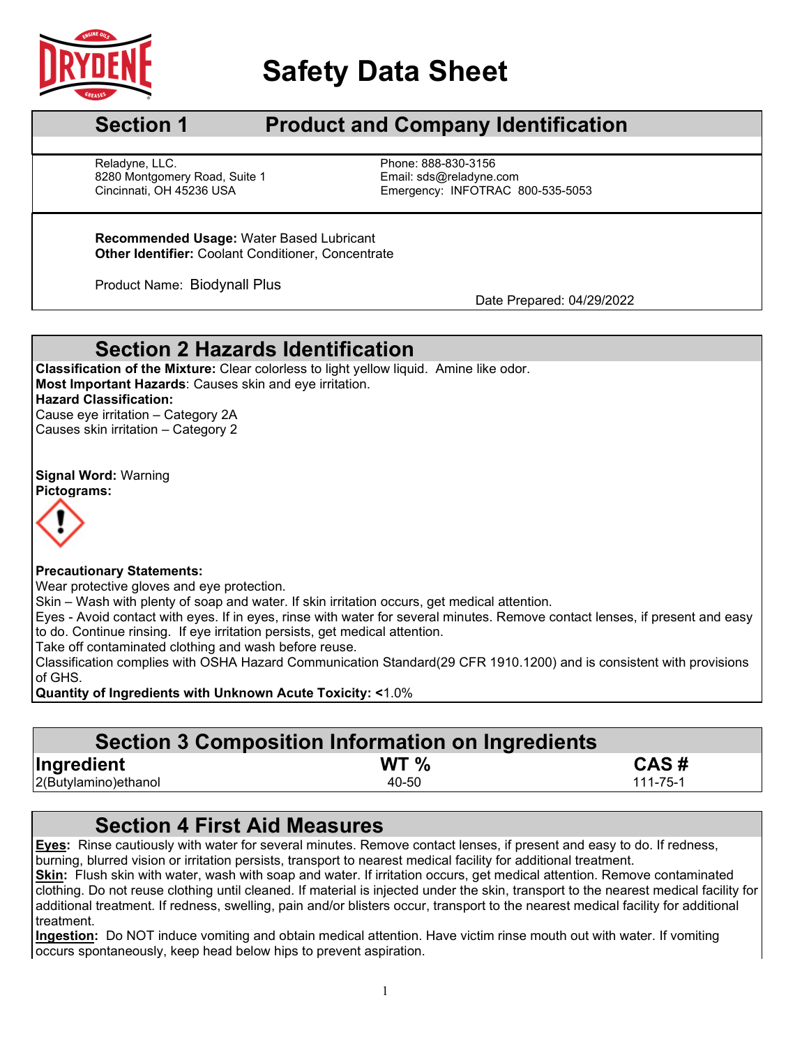# Safety Data Sheet

## Section 1 Product and Company Identification

Reladyne, LLC.
8280 Montgomery Road, Suite 1
Cincinnati, OH 45236 USA

Phone: 888-830-3156
Email: sds@reladyne.com
Emergency: INFOTRAC 800-535-5053

**Recommended Usage:** Water Based Lubricant
**Other Identifier:** Coolant Conditioner, Concentrate

Product Name: Biodynall Plus

Date Prepared: 04/29/2022

## Section 2 Hazards Identification

**Classification of the Mixture:** Clear colorless to light yellow liquid. Amine like odor.
**Most Important Hazards**: Causes skin and eye irritation.
**Hazard Classification:**
Cause eye irritation – Category 2A
Causes skin irritation – Category 2

**Signal Word:** Warning
**Pictograms:**

**Precautionary Statements:**
Wear protective gloves and eye protection.
Skin – Wash with plenty of soap and water. If skin irritation occurs, get medical attention.
Eyes - Avoid contact with eyes. If in eyes, rinse with water for several minutes. Remove contact lenses, if present and easy to do. Continue rinsing. If eye irritation persists, get medical attention.
Take off contaminated clothing and wash before reuse.
Classification complies with OSHA Hazard Communication Standard(29 CFR 1910.1200) and is consistent with provisions of GHS.
**Quantity of Ingredients with Unknown Acute Toxicity: <**1.0%

## Section 3 Composition Information on Ingredients

| Ingredient | WT % | CAS # |
|---|---|---|
| 2(Butylamino)ethanol | 40-50 | 111-75-1 |

## Section 4 First Aid Measures

**Eyes:** Rinse cautiously with water for several minutes. Remove contact lenses, if present and easy to do. If redness, burning, blurred vision or irritation persists, transport to nearest medical facility for additional treatment.
**Skin:** Flush skin with water, wash with soap and water. If irritation occurs, get medical attention. Remove contaminated clothing. Do not reuse clothing until cleaned. If material is injected under the skin, transport to the nearest medical facility for additional treatment. If redness, swelling, pain and/or blisters occur, transport to the nearest medical facility for additional treatment.
**Ingestion:** Do NOT induce vomiting and obtain medical attention. Have victim rinse mouth out with water. If vomiting occurs spontaneously, keep head below hips to prevent aspiration.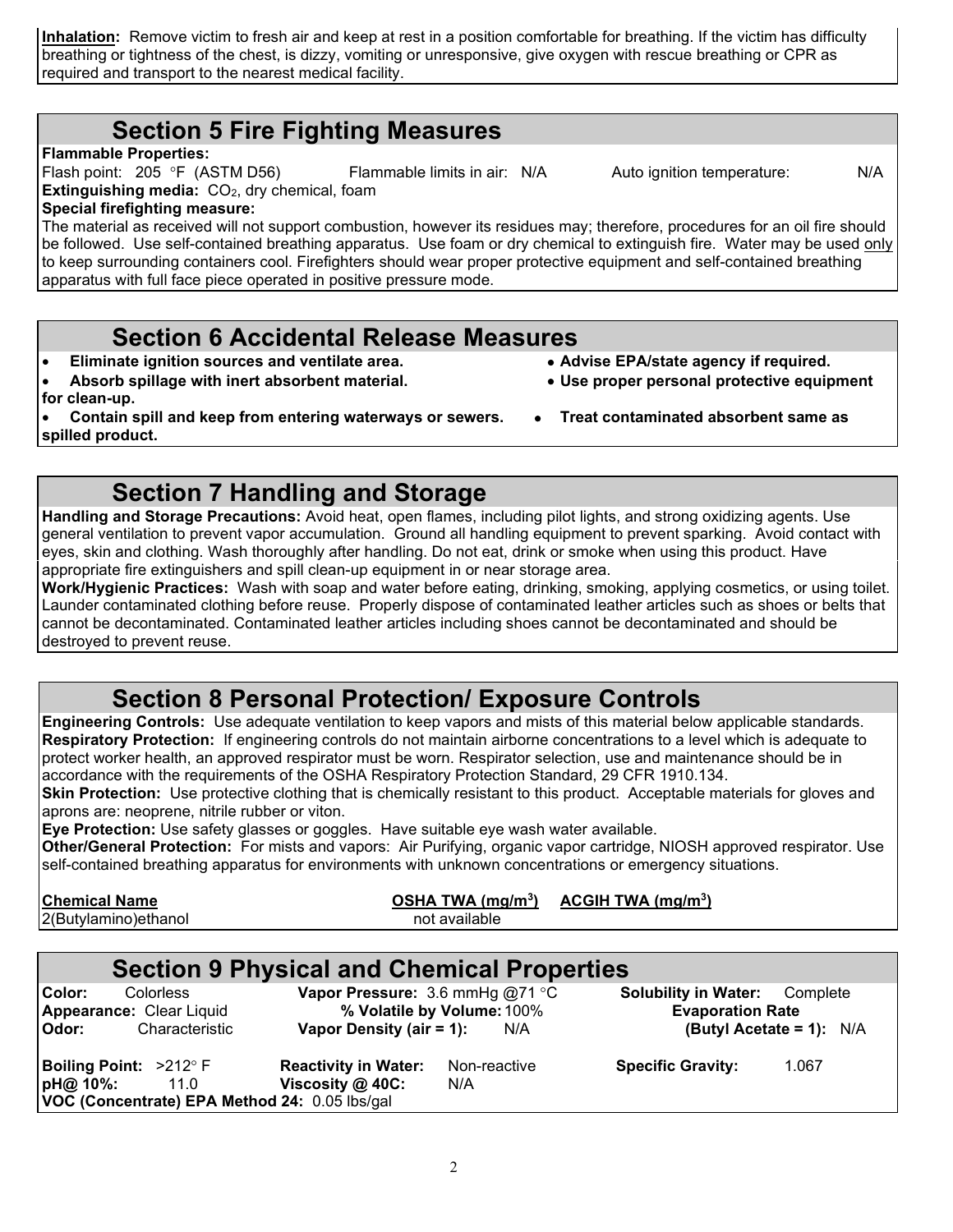**Inhalation:** Remove victim to fresh air and keep at rest in a position comfortable for breathing. If the victim has difficulty breathing or tightness of the chest, is dizzy, vomiting or unresponsive, give oxygen with rescue breathing or CPR as required and transport to the nearest medical facility.

## Section 5 Fire Fighting Measures

**Flammable Properties:**

Flash point: 205 °F (ASTM D56) Flammable limits in air: N/A Auto ignition temperature: N/A

**Extinguishing media:** $CO_2$, dry chemical, foam

**Special firefighting measure:**

The material as received will not support combustion, however its residues may; therefore, procedures for an oil fire should be followed. Use self-contained breathing apparatus. Use foam or dry chemical to extinguish fire. Water may be used only to keep surrounding containers cool. Firefighters should wear proper protective equipment and self-contained breathing apparatus with full face piece operated in positive pressure mode.

## Section 6 Accidental Release Measures

- **Eliminate ignition sources and ventilate area.**
- **Absorb spillage with inert absorbent material.**
- **Contain spill and keep from entering waterways or sewers.**
- **Advise EPA/state agency if required.**
- **Use proper personal protective equipment for clean-up.**
- **Treat contaminated absorbent same as spilled product.**

## Section 7 Handling and Storage

**Handling and Storage Precautions:** Avoid heat, open flames, including pilot lights, and strong oxidizing agents. Use general ventilation to prevent vapor accumulation. Ground all handling equipment to prevent sparking. Avoid contact with eyes, skin and clothing. Wash thoroughly after handling. Do not eat, drink or smoke when using this product. Have appropriate fire extinguishers and spill clean-up equipment in or near storage area.

**Work/Hygienic Practices:** Wash with soap and water before eating, drinking, smoking, applying cosmetics, or using toilet. Launder contaminated clothing before reuse. Properly dispose of contaminated leather articles such as shoes or belts that cannot be decontaminated. Contaminated leather articles including shoes cannot be decontaminated and should be destroyed to prevent reuse.

## Section 8 Personal Protection/ Exposure Controls

**Engineering Controls:** Use adequate ventilation to keep vapors and mists of this material below applicable standards.

**Respiratory Protection:** If engineering controls do not maintain airborne concentrations to a level which is adequate to protect worker health, an approved respirator must be worn. Respirator selection, use and maintenance should be in accordance with the requirements of the OSHA Respiratory Protection Standard, 29 CFR 1910.134.

**Skin Protection:** Use protective clothing that is chemically resistant to this product. Acceptable materials for gloves and aprons are: neoprene, nitrile rubber or viton.

**Eye Protection:** Use safety glasses or goggles. Have suitable eye wash water available.

**Other/General Protection:** For mists and vapors: Air Purifying, organic vapor cartridge, NIOSH approved respirator. Use self-contained breathing apparatus for environments with unknown concentrations or emergency situations.

| Chemical Name | OSHA TWA ($mg/m^3$) | ACGIH TWA ($mg/m^3$) |
|---|---|---|
| 2(Butylamino)ethanol | not available | |

## Section 9 Physical and Chemical Properties

| | | | | | |
|---|---|---|---|---|---|
| **Color:** Colorless | | **Vapor Pressure:** 3.6 mmHg @71 °C | | **Solubility in Water:** | Complete |
| **Appearance:** Clear Liquid | | **% Volatile by Volume:** 100% | | **Evaporation Rate** | |
| **Odor:** Characteristic | | **Vapor Density (air = 1):** | N/A | **(Butyl Acetate = 1):** | N/A |
| **Boiling Point:** >212° F | | **Reactivity in Water:** | Non-reactive | **Specific Gravity:** | 1.067 |
| **pH@ 10%:** 11.0 | | **Viscosity @ 40C:** | N/A | | |

**VOC (Concentrate) EPA Method 24:** 0.05 lbs/gal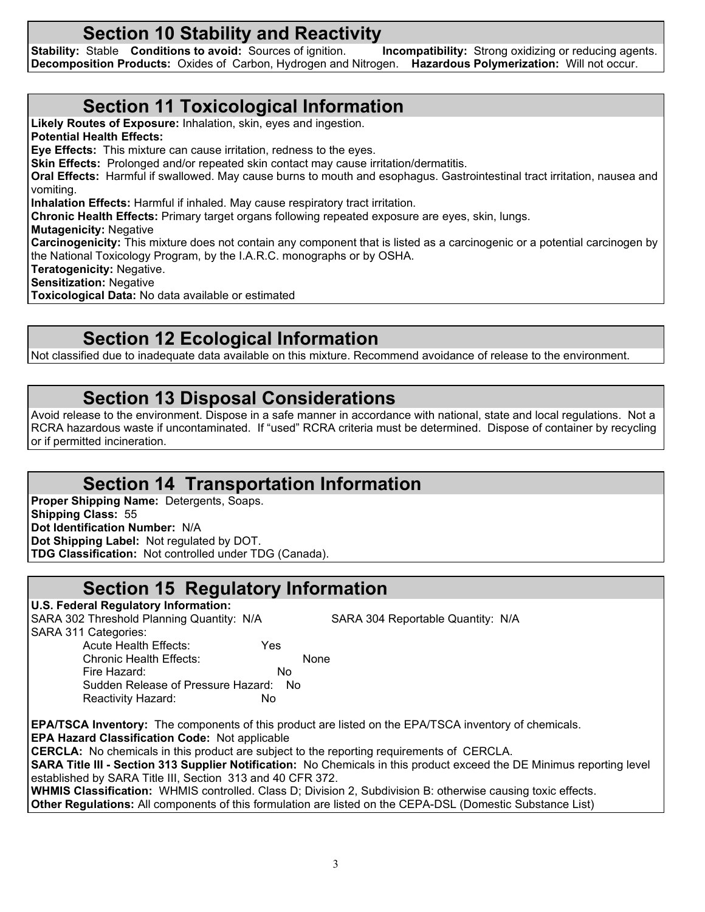## Section 10 Stability and Reactivity

**Stability:** Stable **Conditions to avoid:** Sources of ignition. **Incompatibility:** Strong oxidizing or reducing agents. **Decomposition Products:** Oxides of Carbon, Hydrogen and Nitrogen. **Hazardous Polymerization:** Will not occur.

## Section 11 Toxicological Information

**Likely Routes of Exposure:** Inhalation, skin, eyes and ingestion.
**Potential Health Effects:**
**Eye Effects:** This mixture can cause irritation, redness to the eyes.
**Skin Effects:** Prolonged and/or repeated skin contact may cause irritation/dermatitis.
**Oral Effects:** Harmful if swallowed. May cause burns to mouth and esophagus. Gastrointestinal tract irritation, nausea and vomiting.
**Inhalation Effects:** Harmful if inhaled. May cause respiratory tract irritation.
**Chronic Health Effects:** Primary target organs following repeated exposure are eyes, skin, lungs.
**Mutagenicity:** Negative
**Carcinogenicity:** This mixture does not contain any component that is listed as a carcinogenic or a potential carcinogen by the National Toxicology Program, by the I.A.R.C. monographs or by OSHA.
**Teratogenicity:** Negative.
**Sensitization:** Negative
**Toxicological Data:** No data available or estimated

## Section 12 Ecological Information

Not classified due to inadequate data available on this mixture. Recommend avoidance of release to the environment.

## Section 13 Disposal Considerations

Avoid release to the environment. Dispose in a safe manner in accordance with national, state and local regulations. Not a RCRA hazardous waste if uncontaminated. If "used" RCRA criteria must be determined. Dispose of container by recycling or if permitted incineration.

## Section 14 Transportation Information

**Proper Shipping Name:** Detergents, Soaps.
**Shipping Class:** 55
**Dot Identification Number:** N/A
**Dot Shipping Label:** Not regulated by DOT.
**TDG Classification:** Not controlled under TDG (Canada).

## Section 15 Regulatory Information

**U.S. Federal Regulatory Information:**
SARA 302 Threshold Planning Quantity: N/A SARA 304 Reportable Quantity: N/A
SARA 311 Categories:

| | |
|---|---|
| Acute Health Effects: | Yes |
| Chronic Health Effects: | None |
| Fire Hazard: | No |
| Sudden Release of Pressure Hazard: | No |
| Reactivity Hazard: | No |

**EPA/TSCA Inventory:** The components of this product are listed on the EPA/TSCA inventory of chemicals.
**EPA Hazard Classification Code:** Not applicable
**CERCLA:** No chemicals in this product are subject to the reporting requirements of CERCLA.
**SARA Title III - Section 313 Supplier Notification:** No Chemicals in this product exceed the DE Minimus reporting level established by SARA Title III, Section 313 and 40 CFR 372.
**WHMIS Classification:** WHMIS controlled. Class D; Division 2, Subdivision B: otherwise causing toxic effects.
**Other Regulations:** All components of this formulation are listed on the CEPA-DSL (Domestic Substance List)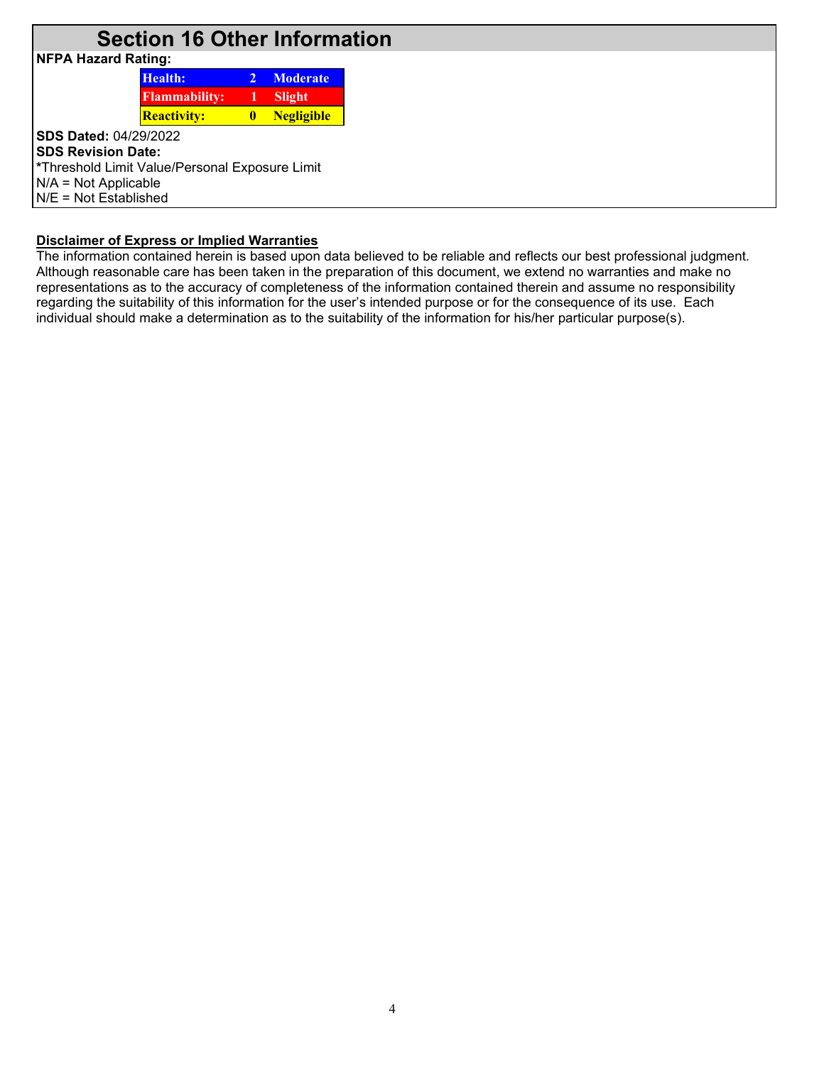## Section 16 Other Information

**NFPA Hazard Rating:**

| | | |
|---|---|---|
| **Health:** | **2** | **Moderate** |
| **Flammability:** | **1** | **Slight** |
| **Reactivity:** | **0** | **Negligible** |

**SDS Dated:** 04/29/2022

**SDS Revision Date:**

*Threshold Limit Value/Personal Exposure Limit

N/A = Not Applicable

N/E = Not Established

**Disclaimer of Express or Implied Warranties**

The information contained herein is based upon data believed to be reliable and reflects our best professional judgment. Although reasonable care has been taken in the preparation of this document, we extend no warranties and make no representations as to the accuracy of completeness of the information contained therein and assume no responsibility regarding the suitability of this information for the user's intended purpose or for the consequence of its use. Each individual should make a determination as to the suitability of the information for his/her particular purpose(s).